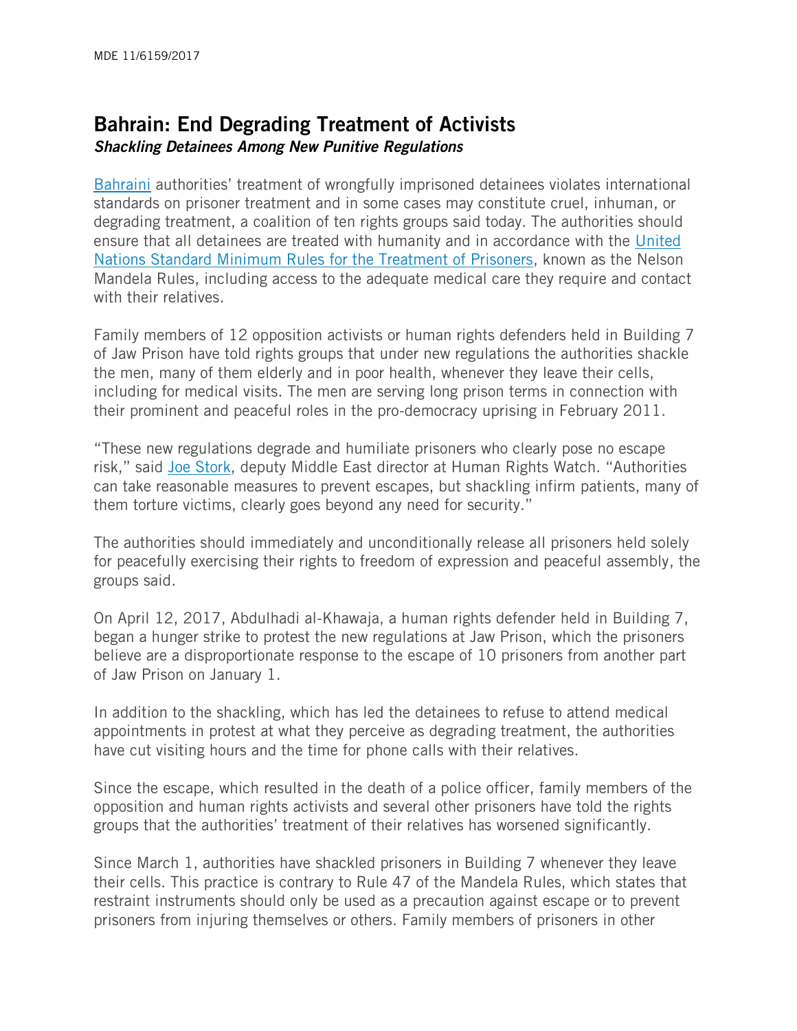MDE 11/6159/2017

# Bahrain: End Degrading Treatment of Activists

***Shackling Detainees Among New Punitive Regulations***

[Bahraini](https://www.hrw.org/middle-east/n-africa/bahrain) authorities' treatment of wrongfully imprisoned detainees violates international standards on prisoner treatment and in some cases may constitute cruel, inhuman, or degrading treatment, a coalition of ten rights groups said today. The authorities should ensure that all detainees are treated with humanity and in accordance with the [United Nations Standard Minimum Rules for the Treatment of Prisoners](https://www.unodc.org/documents/justice-and-prison-reform/GA-RESOLUTION/E_ebook.pdf), known as the Nelson Mandela Rules, including access to the adequate medical care they require and contact with their relatives.

Family members of 12 opposition activists or human rights defenders held in Building 7 of Jaw Prison have told rights groups that under new regulations the authorities shackle the men, many of them elderly and in poor health, whenever they leave their cells, including for medical visits. The men are serving long prison terms in connection with their prominent and peaceful roles in the pro-democracy uprising in February 2011.

"These new regulations degrade and humiliate prisoners who clearly pose no escape risk," said [Joe Stork](https://www.hrw.org/about/people/joe-stork), deputy Middle East director at Human Rights Watch. "Authorities can take reasonable measures to prevent escapes, but shackling infirm patients, many of them torture victims, clearly goes beyond any need for security."

The authorities should immediately and unconditionally release all prisoners held solely for peacefully exercising their rights to freedom of expression and peaceful assembly, the groups said.

On April 12, 2017, Abdulhadi al-Khawaja, a human rights defender held in Building 7, began a hunger strike to protest the new regulations at Jaw Prison, which the prisoners believe are a disproportionate response to the escape of 10 prisoners from another part of Jaw Prison on January 1.

In addition to the shackling, which has led the detainees to refuse to attend medical appointments in protest at what they perceive as degrading treatment, the authorities have cut visiting hours and the time for phone calls with their relatives.

Since the escape, which resulted in the death of a police officer, family members of the opposition and human rights activists and several other prisoners have told the rights groups that the authorities' treatment of their relatives has worsened significantly.

Since March 1, authorities have shackled prisoners in Building 7 whenever they leave their cells. This practice is contrary to Rule 47 of the Mandela Rules, which states that restraint instruments should only be used as a precaution against escape or to prevent prisoners from injuring themselves or others. Family members of prisoners in other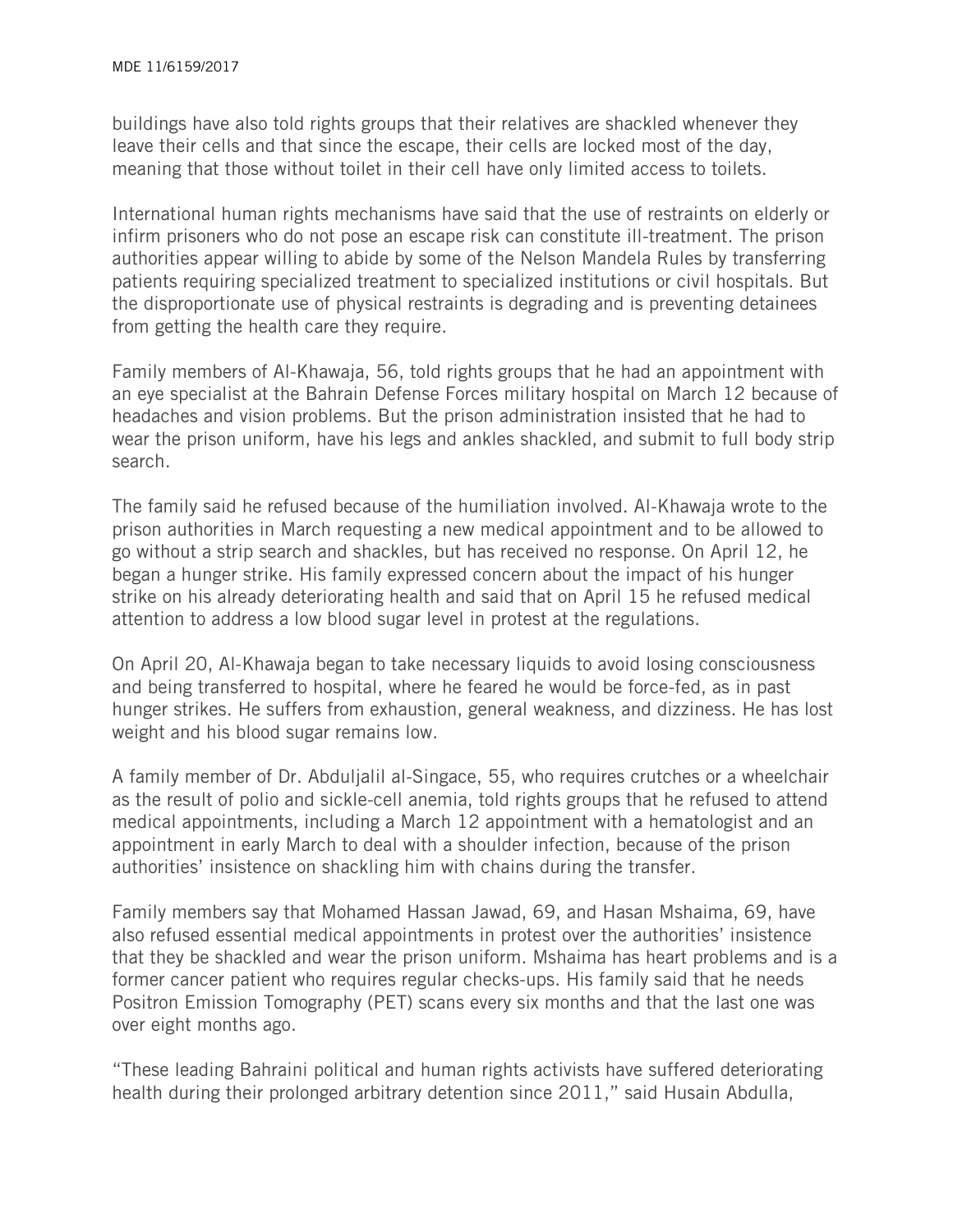buildings have also told rights groups that their relatives are shackled whenever they leave their cells and that since the escape, their cells are locked most of the day, meaning that those without toilet in their cell have only limited access to toilets.

International human rights mechanisms have said that the use of restraints on elderly or infirm prisoners who do not pose an escape risk can constitute ill-treatment. The prison authorities appear willing to abide by some of the Nelson Mandela Rules by transferring patients requiring specialized treatment to specialized institutions or civil hospitals. But the disproportionate use of physical restraints is degrading and is preventing detainees from getting the health care they require.

Family members of Al-Khawaja, 56, told rights groups that he had an appointment with an eye specialist at the Bahrain Defense Forces military hospital on March 12 because of headaches and vision problems. But the prison administration insisted that he had to wear the prison uniform, have his legs and ankles shackled, and submit to full body strip search.

The family said he refused because of the humiliation involved. Al-Khawaja wrote to the prison authorities in March requesting a new medical appointment and to be allowed to go without a strip search and shackles, but has received no response. On April 12, he began a hunger strike. His family expressed concern about the impact of his hunger strike on his already deteriorating health and said that on April 15 he refused medical attention to address a low blood sugar level in protest at the regulations.

On April 20, Al-Khawaja began to take necessary liquids to avoid losing consciousness and being transferred to hospital, where he feared he would be force-fed, as in past hunger strikes. He suffers from exhaustion, general weakness, and dizziness. He has lost weight and his blood sugar remains low.

A family member of Dr. Abduljalil al-Singace, 55, who requires crutches or a wheelchair as the result of polio and sickle-cell anemia, told rights groups that he refused to attend medical appointments, including a March 12 appointment with a hematologist and an appointment in early March to deal with a shoulder infection, because of the prison authorities' insistence on shackling him with chains during the transfer.

Family members say that Mohamed Hassan Jawad, 69, and Hasan Mshaima, 69, have also refused essential medical appointments in protest over the authorities' insistence that they be shackled and wear the prison uniform. Mshaima has heart problems and is a former cancer patient who requires regular checks-ups. His family said that he needs Positron Emission Tomography (PET) scans every six months and that the last one was over eight months ago.

"These leading Bahraini political and human rights activists have suffered deteriorating health during their prolonged arbitrary detention since 2011," said Husain Abdulla,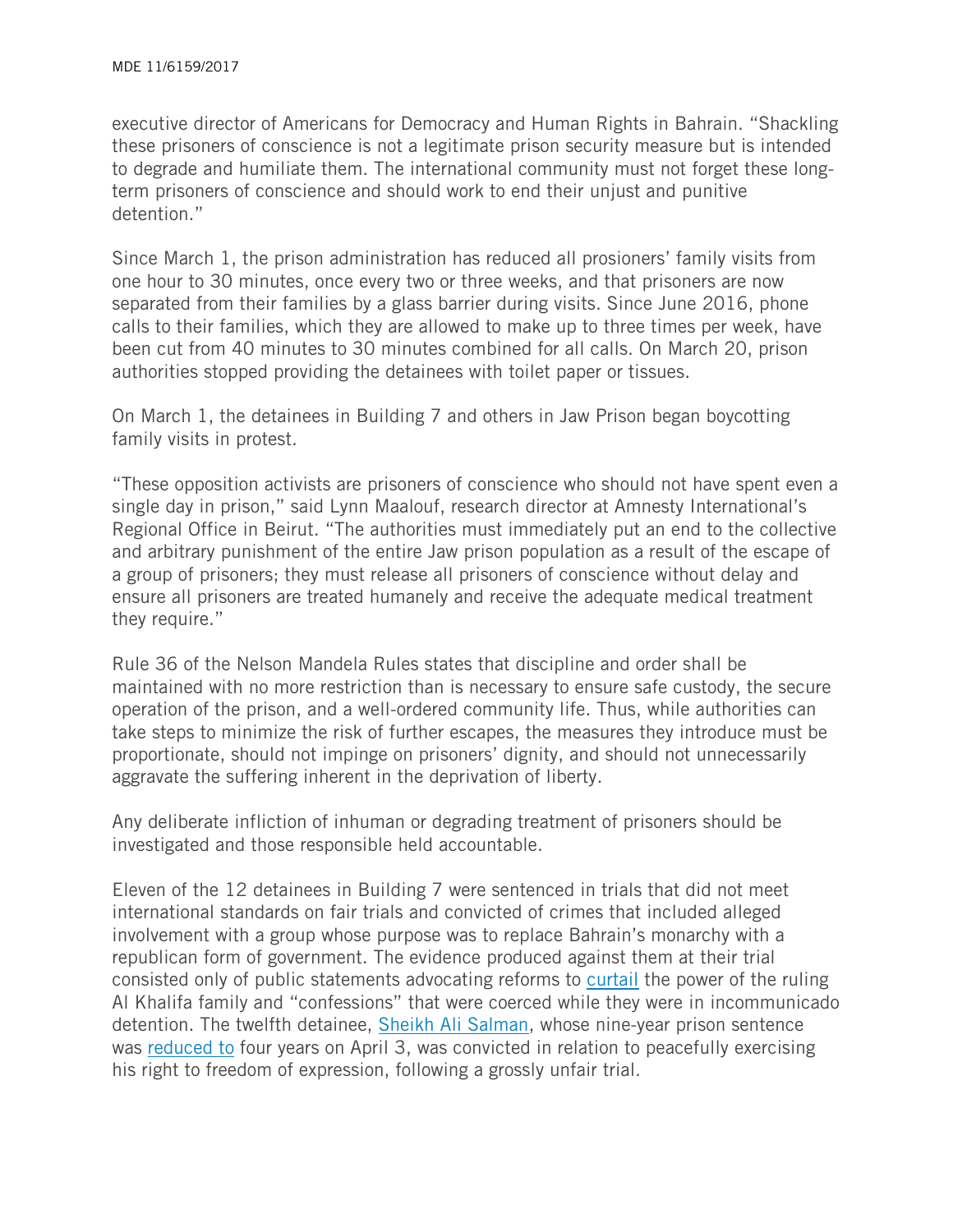executive director of Americans for Democracy and Human Rights in Bahrain. "Shackling these prisoners of conscience is not a legitimate prison security measure but is intended to degrade and humiliate them. The international community must not forget these long-term prisoners of conscience and should work to end their unjust and punitive detention."

Since March 1, the prison administration has reduced all prosioners' family visits from one hour to 30 minutes, once every two or three weeks, and that prisoners are now separated from their families by a glass barrier during visits. Since June 2016, phone calls to their families, which they are allowed to make up to three times per week, have been cut from 40 minutes to 30 minutes combined for all calls. On March 20, prison authorities stopped providing the detainees with toilet paper or tissues.

On March 1, the detainees in Building 7 and others in Jaw Prison began boycotting family visits in protest.

"These opposition activists are prisoners of conscience who should not have spent even a single day in prison," said Lynn Maalouf, research director at Amnesty International's Regional Office in Beirut. "The authorities must immediately put an end to the collective and arbitrary punishment of the entire Jaw prison population as a result of the escape of a group of prisoners; they must release all prisoners of conscience without delay and ensure all prisoners are treated humanely and receive the adequate medical treatment they require."

Rule 36 of the Nelson Mandela Rules states that discipline and order shall be maintained with no more restriction than is necessary to ensure safe custody, the secure operation of the prison, and a well-ordered community life. Thus, while authorities can take steps to minimize the risk of further escapes, the measures they introduce must be proportionate, should not impinge on prisoners' dignity, and should not unnecessarily aggravate the suffering inherent in the deprivation of liberty.

Any deliberate infliction of inhuman or degrading treatment of prisoners should be investigated and those responsible held accountable.

Eleven of the 12 detainees in Building 7 were sentenced in trials that did not meet international standards on fair trials and convicted of crimes that included alleged involvement with a group whose purpose was to replace Bahrain's monarchy with a republican form of government. The evidence produced against them at their trial consisted only of public statements advocating reforms to curtail the power of the ruling Al Khalifa family and "confessions" that were coerced while they were in incommunicado detention. The twelfth detainee, Sheikh Ali Salman, whose nine-year prison sentence was reduced to four years on April 3, was convicted in relation to peacefully exercising his right to freedom of expression, following a grossly unfair trial.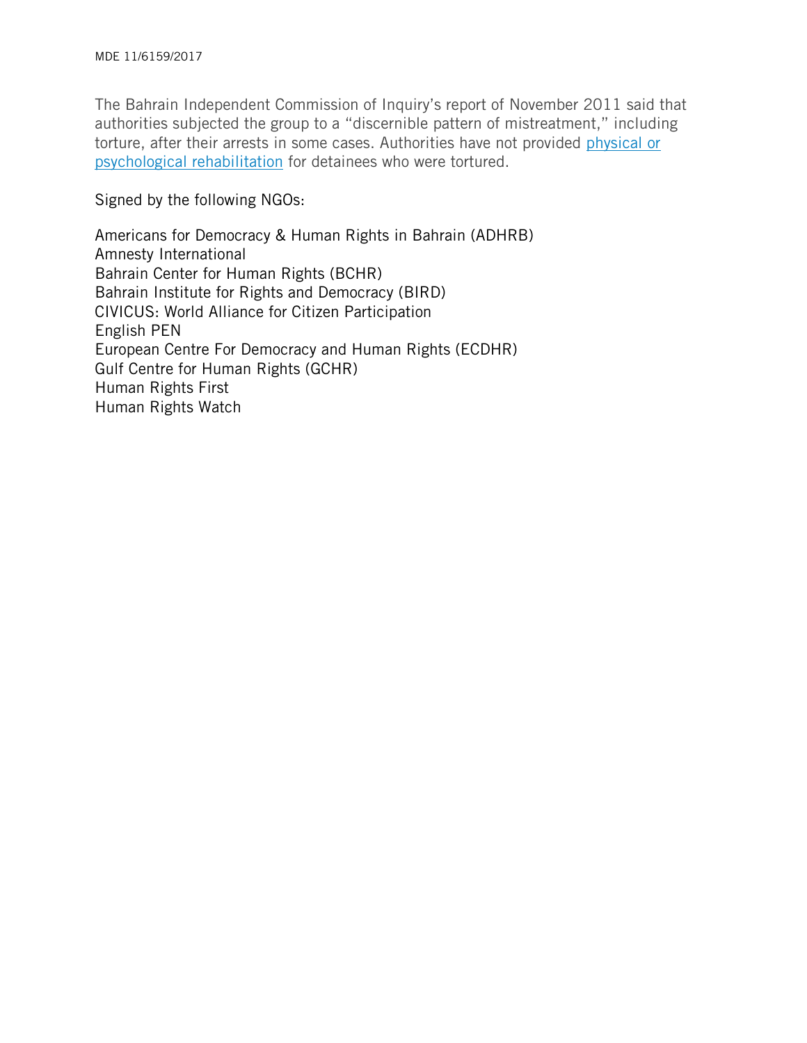The Bahrain Independent Commission of Inquiry's report of November 2011 said that authorities subjected the group to a "discernible pattern of mistreatment," including torture, after their arrests in some cases. Authorities have not provided physical or psychological rehabilitation for detainees who were tortured.

Signed by the following NGOs:

Americans for Democracy & Human Rights in Bahrain (ADHRB)
Amnesty International
Bahrain Center for Human Rights (BCHR)
Bahrain Institute for Rights and Democracy (BIRD)
CIVICUS: World Alliance for Citizen Participation
English PEN
European Centre For Democracy and Human Rights (ECDHR)
Gulf Centre for Human Rights (GCHR)
Human Rights First
Human Rights Watch